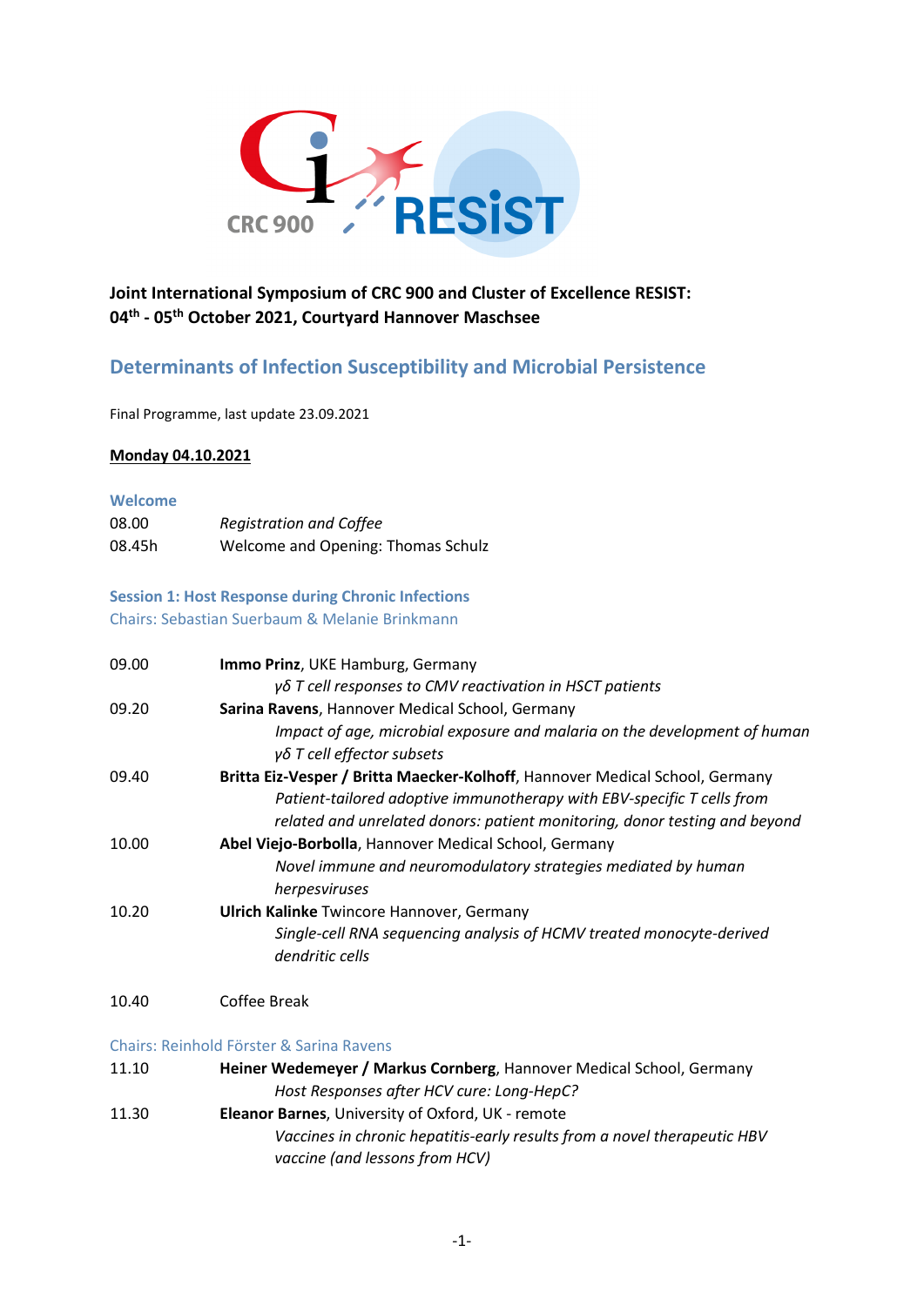**Joint International Symposium of CRC 900 and Cluster of Excellence RESIST:**
**04th - 05th October 2021, Courtyard Hannover Maschsee**

## Determinants of Infection Susceptibility and Microbial Persistence

Final Programme, last update 23.09.2021

**Monday 04.10.2021**

### Welcome

| | |
|---|---|
| 08.00 | *Registration and Coffee* |
| 08.45h | Welcome and Opening: Thomas Schulz |

### Session 1: Host Response during Chronic Infections

Chairs: Sebastian Suerbaum & Melanie Brinkmann

| | |
|---|---|
| 09.00 | **Immo Prinz**, UKE Hamburg, Germany<br>*γδ T cell responses to CMV reactivation in HSCT patients* |
| 09.20 | **Sarina Ravens**, Hanover Medical School, Germany<br>*Impact of age, microbial exposure and malaria on the development of human γδ T cell effector subsets* |
| 09.40 | **Britta Eiz-Vesper / Britta Maecker-Kolhoff**, Hanover Medical School, Germany<br>*Patient-tailored adoptive immunotherapy with EBV-specific T cells from related and unrelated donors: patient monitoring, donor testing and beyond* |
| 10.00 | **Abel Viejo-Borbolla**, Hanover Medical School, Germany<br>*Novel immune and neuromodulatory strategies mediated by human herpesviruses* |
| 10.20 | **Ulrich Kalinke** Twincore Hannover, Germany<br>*Single-cell RNA sequencing analysis of HCMV treated monocyte-derived dendritic cells* |
| 10.40 | Coffee Break |

Chairs: Reinhold Förster & Sarina Ravens

| | |
|---|---|
| 11.10 | **Heiner Wedemeyer / Markus Cornberg**, Hannover Medical School, Germany<br>*Host Responses after HCV cure: Long-HepC?* |
| 11.30 | **Eleanor Barnes**, University of Oxford, UK - remote<br>*Vaccines in chronic hepatitis-early results from a novel therapeutic HBV vaccine (and lessons from HCV)* |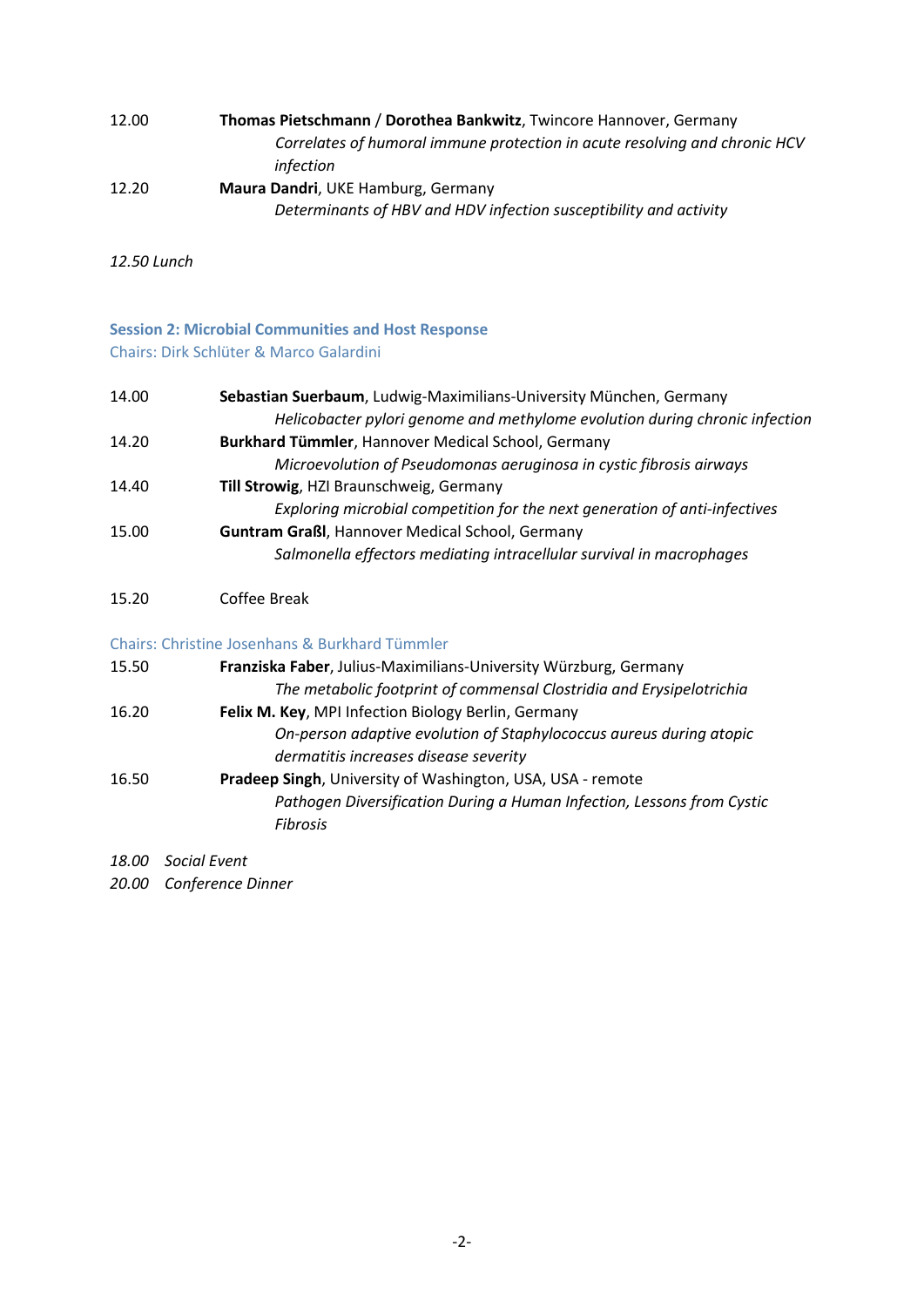12.00 **Thomas Pietschmann** / **Dorothea Bankwitz**, Twincore Hannover, Germany
*Correlates of humoral immune protection in acute resolving and chronic HCV infection*

12.20 **Maura Dandri**, UKE Hamburg, Germany
*Determinants of HBV and HDV infection susceptibility and activity*

*12.50 Lunch*

### Session 2: Microbial Communities and Host Response

Chairs: Dirk Schlüter & Marco Galardini

14.00 **Sebastian Suerbaum**, Ludwig-Maximilians-University München, Germany
*Helicobacter pylori genome and methylome evolution during chronic infection*

14.20 **Burkhard Tümmler**, Hannover Medical School, Germany
*Microevolution of Pseudomonas aeruginosa in cystic fibrosis airways*

14.40 **Till Strowig**, HZI Braunschweig, Germany
*Exploring microbial competition for the next generation of anti-infectives*

15.00 **Guntram Graßl**, Hannover Medical School, Germany
*Salmonella effectors mediating intracellular survival in macrophages*

15.20 Coffee Break

Chairs: Christine Josenhans & Burkhard Tümmler

15.50 **Franziska Faber**, Julius-Maximilians-University Würzburg, Germany
*The metabolic footprint of commensal Clostridia and Erysipelotrichia*

16.20 **Felix M. Key**, MPI Infection Biology Berlin, Germany
*On-person adaptive evolution of Staphylococcus aureus during atopic dermatitis increases disease severity*

16.50 **Pradeep Singh**, University of Washington, USA, USA - remote
*Pathogen Diversification During a Human Infection, Lessons from Cystic Fibrosis*

*18.00 Social Event*

*20.00 Conference Dinner*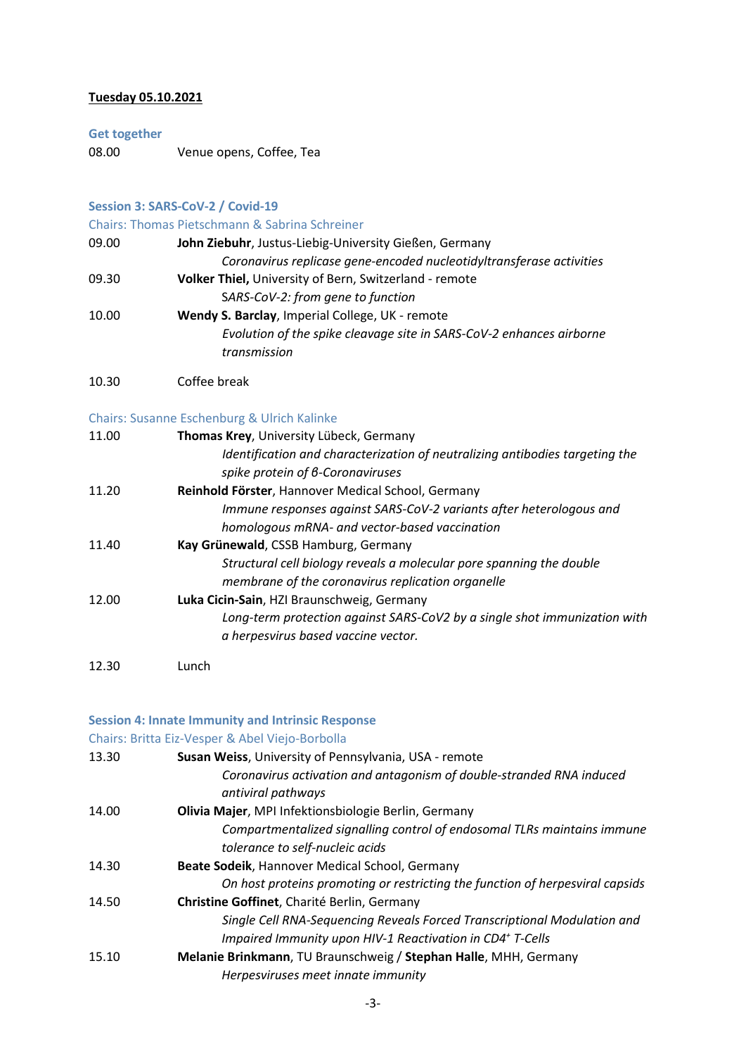**Tuesday 05.10.2021**

### Get together

08.00 Venue opens, Coffee, Tea

### Session 3: SARS-CoV-2 / Covid-19

Chairs: Thomas Pietschmann & Sabrina Schreiner

09.00 **John Ziebuhr**, Justus-Liebig-University Gießen, Germany
*Coronavirus replicase gene-encoded nucleotidyltransferase activities*

09.30 **Volker Thiel,** University of Bern, Switzerland - remote
*SARS-CoV-2: from gene to function*

10.00 **Wendy S. Barclay**, Imperial College, UK - remote
*Evolution of the spike cleavage site in SARS-CoV-2 enhances airborne transmission*

10.30 Coffee break

Chairs: Susanne Eschenburg & Ulrich Kalinke

11.00 **Thomas Krey**, University Lübeck, Germany
*Identification and characterization of neutralizing antibodies targeting the spike protein of β-Coronaviruses*

11.20 **Reinhold Förster**, Hannover Medical School, Germany
*Immune responses against SARS-CoV-2 variants after heterologous and homologous mRNA- and vector-based vaccination*

11.40 **Kay Grünewald**, CSSB Hamburg, Germany
*Structural cell biology reveals a molecular pore spanning the double membrane of the coronavirus replication organelle*

12.00 **Luka Cicin-Sain**, HZI Braunschweig, Germany
*Long-term protection against SARS-CoV2 by a single shot immunization with a herpesvirus based vaccine vector.*

12.30 Lunch

### Session 4: Innate Immunity and Intrinsic Response

Chairs: Britta Eiz-Vesper & Abel Viejo-Borbolla

13.30 **Susan Weiss**, University of Pennsylvania, USA - remote
*Coronavirus activation and antagonism of double-stranded RNA induced antiviral pathways*

14.00 **Olivia Majer**, MPI Infektionsbiologie Berlin, Germany
*Compartmentalized signalling control of endosomal TLRs maintains immune tolerance to self-nucleic acids*

14.30 **Beate Sodeik**, Hannover Medical School, Germany
*On host proteins promoting or restricting the function of herpesviral capsids*

14.50 **Christine Goffinet**, Charité Berlin, Germany
*Single Cell RNA-Sequencing Reveals Forced Transcriptional Modulation and Impaired Immunity upon HIV-1 Reactivation in $CD4^+$ T-Cells*

15.10 **Melanie Brinkmann**, TU Braunschweig / **Stephan Halle**, MHH, Germany
*Herpesviruses meet innate immunity*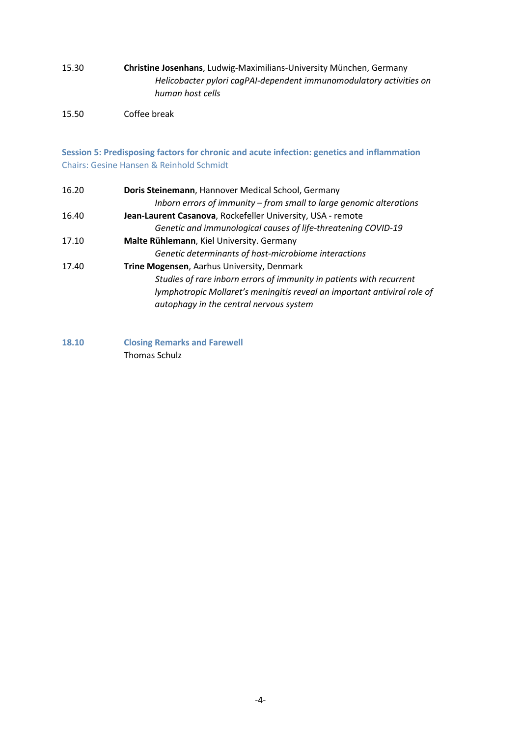15.30 **Christine Josenhans**, Ludwig-Maximilians-University München, Germany
*Helicobacter pylori cagPAI-dependent immunomodulatory activities on human host cells*

15.50 Coffee break

## Session 5: Predisposing factors for chronic and acute infection: genetics and inflammation

Chairs: Gesine Hansen & Reinhold Schmidt

16.20 **Doris Steinemann**, Hannover Medical School, Germany
*Inborn errors of immunity – from small to large genomic alterations*

16.40 **Jean-Laurent Casanova**, Rockefeller University, USA - remote
*Genetic and immunological causes of life-threatening COVID-19*

17.10 **Malte Rühlemann**, Kiel University. Germany
*Genetic determinants of host-microbiome interactions*

17.40 **Trine Mogensen**, Aarhus University, Denmark
*Studies of rare inborn errors of immunity in patients with recurrent lymphotropic Mollaret's meningitis reveal an important antiviral role of autophagy in the central nervous system*

**18.10 Closing Remarks and Farewell**
Thomas Schulz